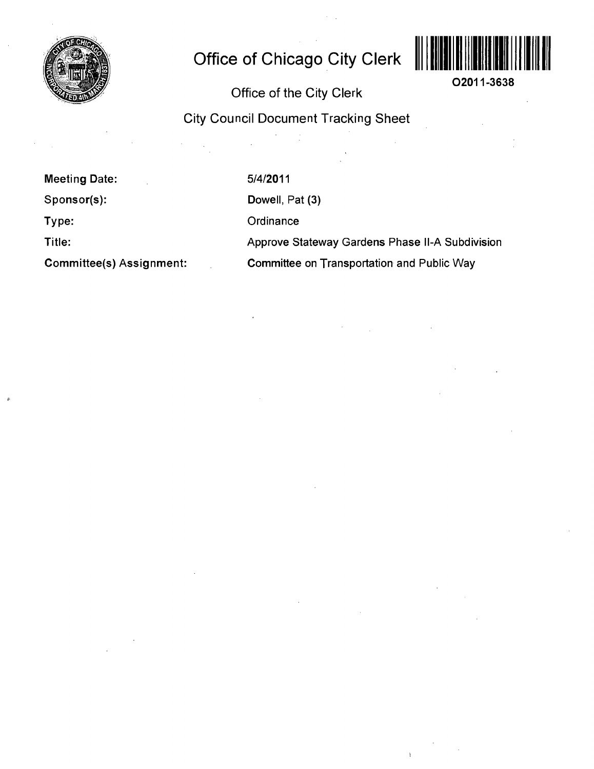# Office of Chicago City Clerk

O2011-3638

## Office of the City Clerk

## City Council Document Tracking Sheet

| | |
|---|---|
| **Meeting Date:** | 5/4/2011 |
| **Sponsor(s):** | Dowell, Pat (3) |
| **Type:** | Ordinance |
| **Title:** | Approve Stateway Gardens Phase II-A Subdivision |
| **Committee(s) Assignment:** | Committee on Transportation and Public Way |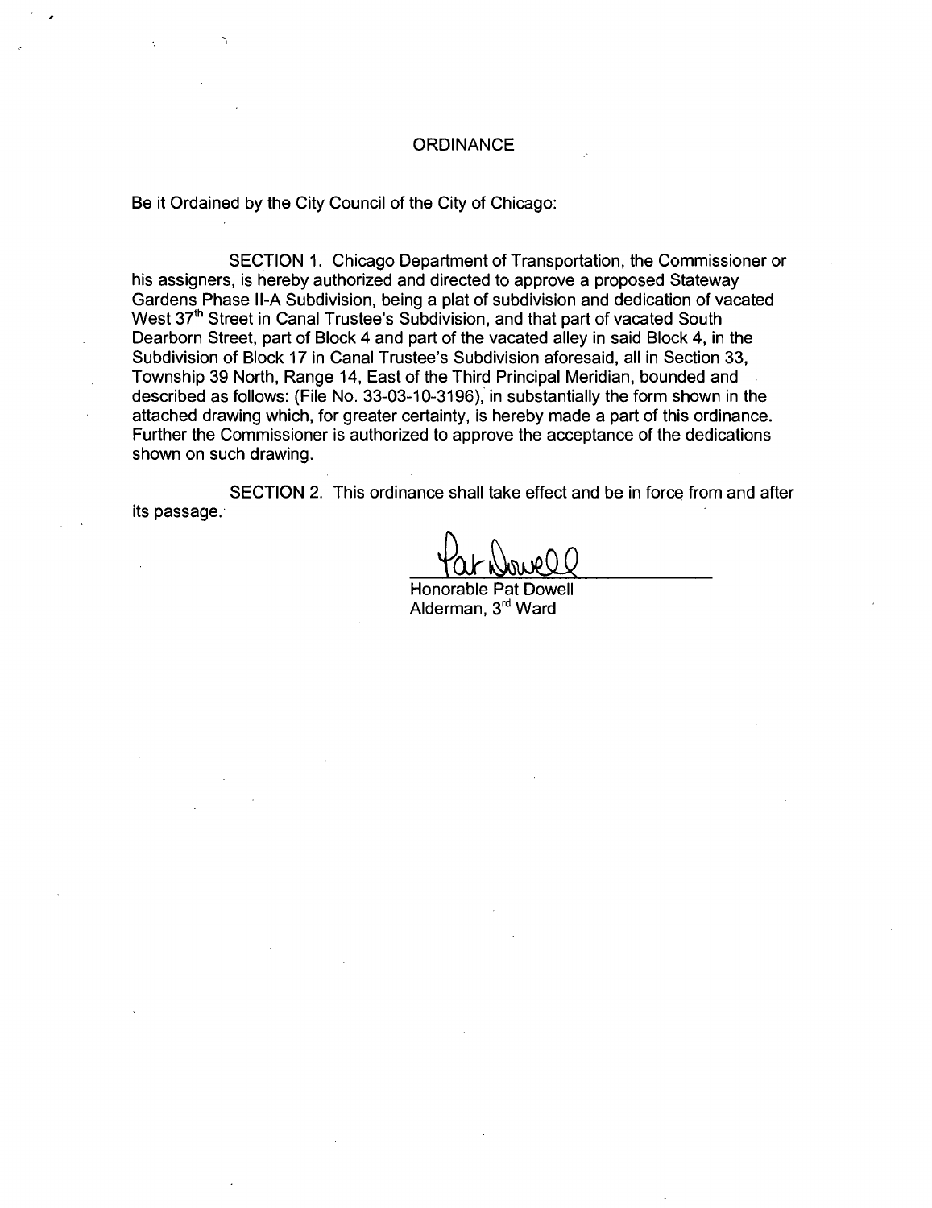# ORDINANCE

Be it Ordained by the City Council of the City of Chicago:

SECTION 1. Chicago Department of Transportation, the Commissioner or his assigners, is hereby authorized and directed to approve a proposed Stateway Gardens Phase II-A Subdivision, being a plat of subdivision and dedication of vacated West 37th Street in Canal Trustee's Subdivision, and that part of vacated South Dearborn Street, part of Block 4 and part of the vacated alley in said Block 4, in the Subdivision of Block 17 in Canal Trustee's Subdivision aforesaid, all in Section 33, Township 39 North, Range 14, East of the Third Principal Meridian, bounded and described as follows: (File No. 33-03-10-3196), in substantially the form shown in the attached drawing which, for greater certainty, is hereby made a part of this ordinance. Further the Commissioner is authorized to approve the acceptance of the dedications shown on such drawing.

SECTION 2. This ordinance shall take effect and be in force from and after its passage.

Pat Dowell

Honorable Pat Dowell
Alderman, 3rd Ward